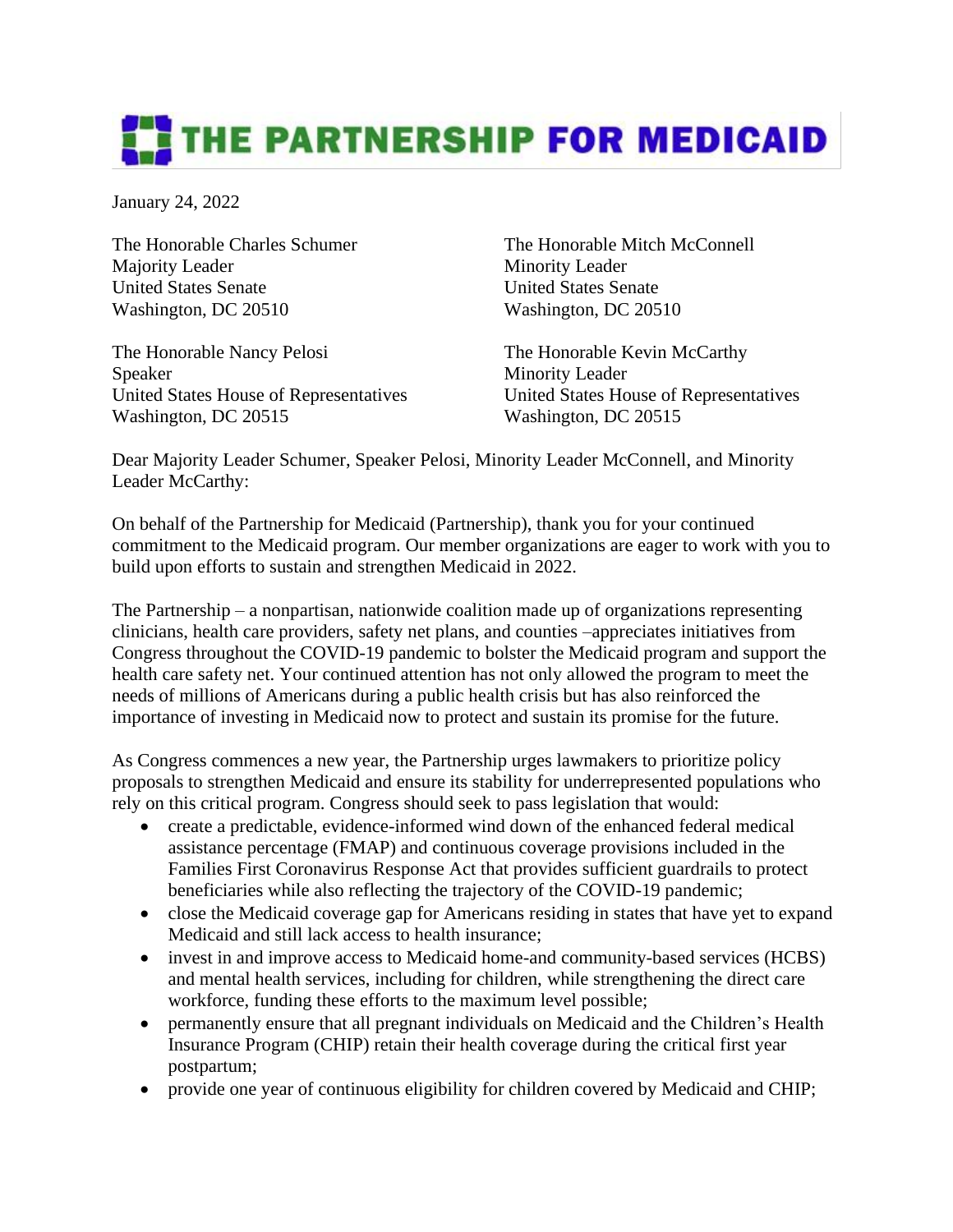# THE PARTNERSHIP FOR MEDICAID

January 24, 2022

The Honorable Charles Schumer
Majority Leader
United States Senate
Washington, DC 20510

The Honorable Mitch McConnell
Minority Leader
United States Senate
Washington, DC 20510

The Honorable Nancy Pelosi
Speaker
United States House of Representatives
Washington, DC 20515

The Honorable Kevin McCarthy
Minority Leader
United States House of Representatives
Washington, DC 20515

Dear Majority Leader Schumer, Speaker Pelosi, Minority Leader McConnell, and Minority Leader McCarthy:

On behalf of the Partnership for Medicaid (Partnership), thank you for your continued commitment to the Medicaid program. Our member organizations are eager to work with you to build upon efforts to sustain and strengthen Medicaid in 2022.

The Partnership – a nonpartisan, nationwide coalition made up of organizations representing clinicians, health care providers, safety net plans, and counties –appreciates initiatives from Congress throughout the COVID-19 pandemic to bolster the Medicaid program and support the health care safety net. Your continued attention has not only allowed the program to meet the needs of millions of Americans during a public health crisis but has also reinforced the importance of investing in Medicaid now to protect and sustain its promise for the future.

As Congress commences a new year, the Partnership urges lawmakers to prioritize policy proposals to strengthen Medicaid and ensure its stability for underrepresented populations who rely on this critical program. Congress should seek to pass legislation that would:

- create a predictable, evidence-informed wind down of the enhanced federal medical assistance percentage (FMAP) and continuous coverage provisions included in the Families First Coronavirus Response Act that provides sufficient guardrails to protect beneficiaries while also reflecting the trajectory of the COVID-19 pandemic;
- close the Medicaid coverage gap for Americans residing in states that have yet to expand Medicaid and still lack access to health insurance;
- invest in and improve access to Medicaid home-and community-based services (HCBS) and mental health services, including for children, while strengthening the direct care workforce, funding these efforts to the maximum level possible;
- permanently ensure that all pregnant individuals on Medicaid and the Children's Health Insurance Program (CHIP) retain their health coverage during the critical first year postpartum;
- provide one year of continuous eligibility for children covered by Medicaid and CHIP;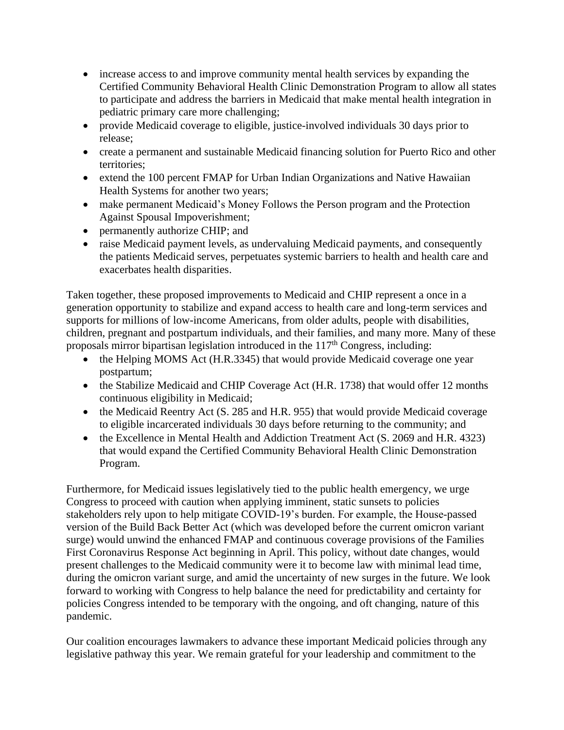- increase access to and improve community mental health services by expanding the Certified Community Behavioral Health Clinic Demonstration Program to allow all states to participate and address the barriers in Medicaid that make mental health integration in pediatric primary care more challenging;
- provide Medicaid coverage to eligible, justice-involved individuals 30 days prior to release;
- create a permanent and sustainable Medicaid financing solution for Puerto Rico and other territories;
- extend the 100 percent FMAP for Urban Indian Organizations and Native Hawaiian Health Systems for another two years;
- make permanent Medicaid's Money Follows the Person program and the Protection Against Spousal Impoverishment;
- permanently authorize CHIP; and
- raise Medicaid payment levels, as undervaluing Medicaid payments, and consequently the patients Medicaid serves, perpetuates systemic barriers to health and health care and exacerbates health disparities.

Taken together, these proposed improvements to Medicaid and CHIP represent a once in a generation opportunity to stabilize and expand access to health care and long-term services and supports for millions of low-income Americans, from older adults, people with disabilities, children, pregnant and postpartum individuals, and their families, and many more. Many of these proposals mirror bipartisan legislation introduced in the 117th Congress, including:

- the Helping MOMS Act (H.R.3345) that would provide Medicaid coverage one year postpartum;
- the Stabilize Medicaid and CHIP Coverage Act (H.R. 1738) that would offer 12 months continuous eligibility in Medicaid;
- the Medicaid Reentry Act (S. 285 and H.R. 955) that would provide Medicaid coverage to eligible incarcerated individuals 30 days before returning to the community; and
- the Excellence in Mental Health and Addiction Treatment Act (S. 2069 and H.R. 4323) that would expand the Certified Community Behavioral Health Clinic Demonstration Program.

Furthermore, for Medicaid issues legislatively tied to the public health emergency, we urge Congress to proceed with caution when applying imminent, static sunsets to policies stakeholders rely upon to help mitigate COVID-19's burden. For example, the House-passed version of the Build Back Better Act (which was developed before the current omicron variant surge) would unwind the enhanced FMAP and continuous coverage provisions of the Families First Coronavirus Response Act beginning in April. This policy, without date changes, would present challenges to the Medicaid community were it to become law with minimal lead time, during the omicron variant surge, and amid the uncertainty of new surges in the future. We look forward to working with Congress to help balance the need for predictability and certainty for policies Congress intended to be temporary with the ongoing, and oft changing, nature of this pandemic.

Our coalition encourages lawmakers to advance these important Medicaid policies through any legislative pathway this year. We remain grateful for your leadership and commitment to the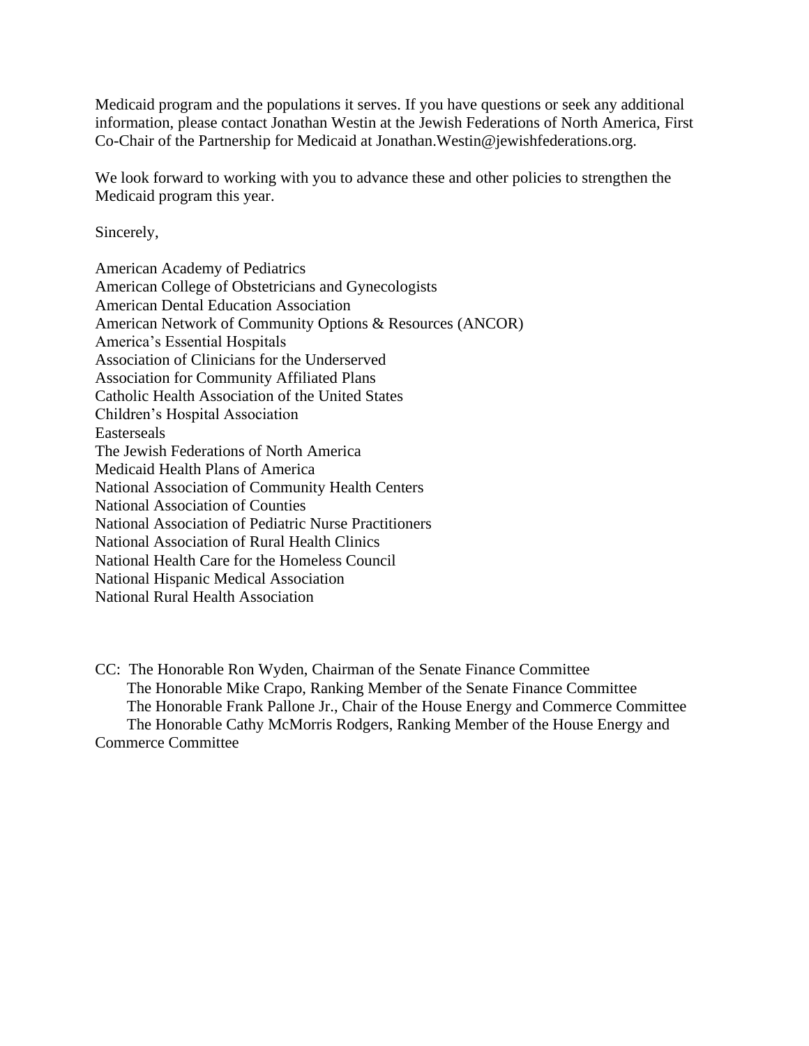Medicaid program and the populations it serves. If you have questions or seek any additional information, please contact Jonathan Westin at the Jewish Federations of North America, First Co-Chair of the Partnership for Medicaid at Jonathan.Westin@jewishfederations.org.

We look forward to working with you to advance these and other policies to strengthen the Medicaid program this year.

Sincerely,

American Academy of Pediatrics
American College of Obstetricians and Gynecologists
American Dental Education Association
American Network of Community Options & Resources (ANCOR)
America's Essential Hospitals
Association of Clinicians for the Underserved
Association for Community Affiliated Plans
Catholic Health Association of the United States
Children's Hospital Association
Easterseals
The Jewish Federations of North America
Medicaid Health Plans of America
National Association of Community Health Centers
National Association of Counties
National Association of Pediatric Nurse Practitioners
National Association of Rural Health Clinics
National Health Care for the Homeless Council
National Hispanic Medical Association
National Rural Health Association

CC: The Honorable Ron Wyden, Chairman of the Senate Finance Committee
The Honorable Mike Crapo, Ranking Member of the Senate Finance Committee
The Honorable Frank Pallone Jr., Chair of the House Energy and Commerce Committee
The Honorable Cathy McMorris Rodgers, Ranking Member of the House Energy and Commerce Committee